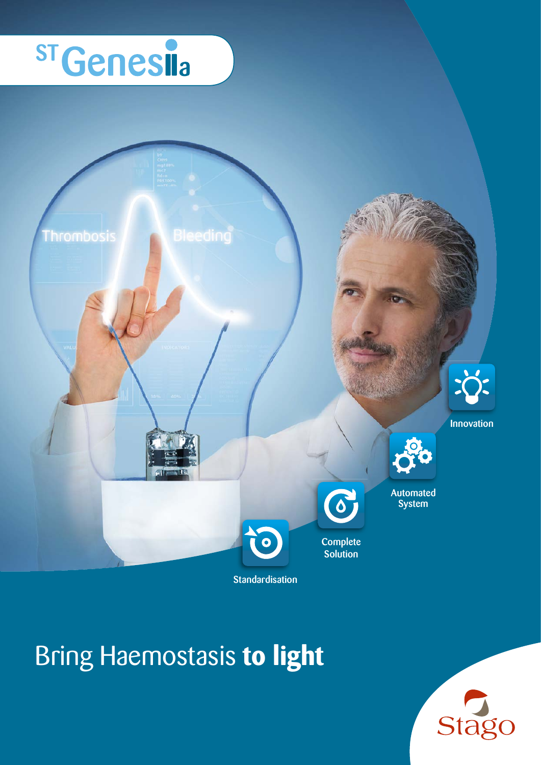# ST Genesia

Thrombosis

Bleeding

Innovation

Automated System

Complete Solution

Standardisation

## Bring Haemostasis **to light**

Stago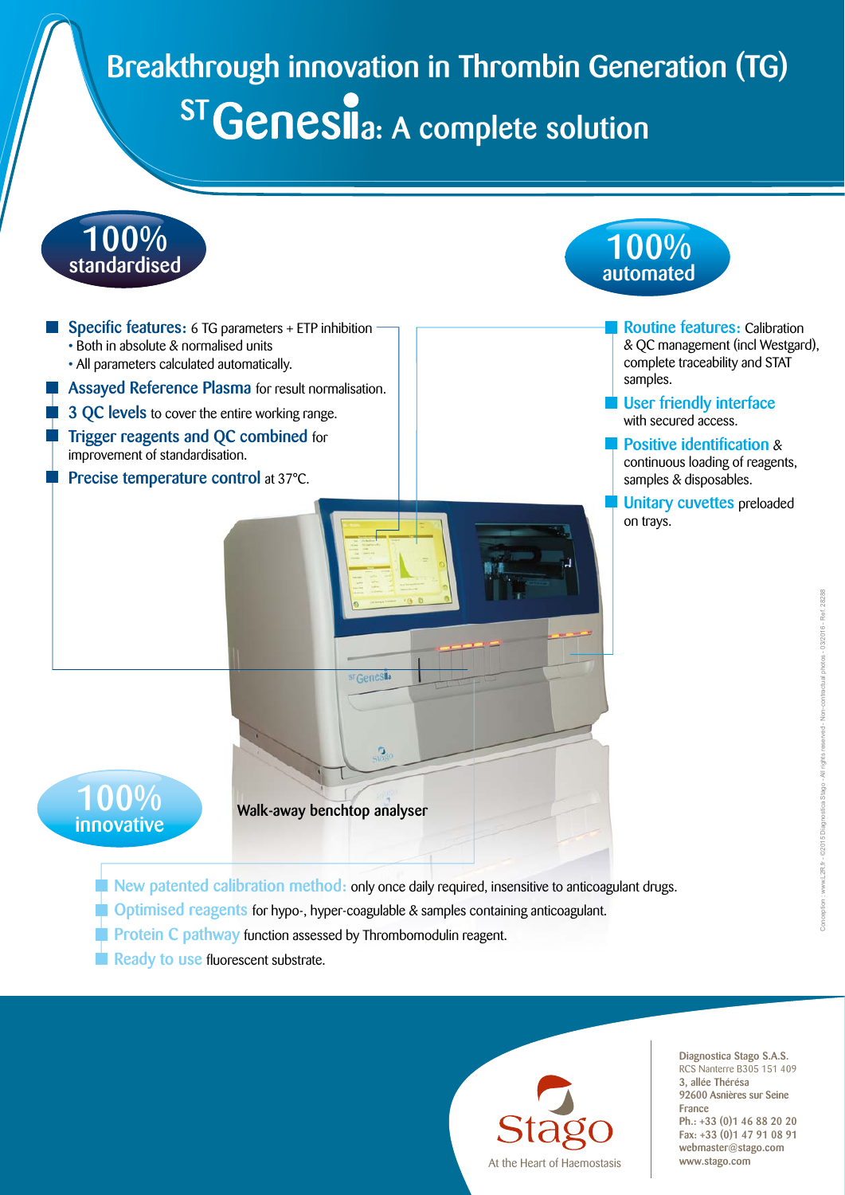# Breakthrough innovation in Thrombin Generation (TG)

## ST Genesia: A complete solution

**100% standardised**

- **Specific features:** 6 TG parameters + ETP inhibition
  - Both in absolute & normalised units
  - All parameters calculated automatically.
- **Assayed Reference Plasma** for result normalisation.
- **3 QC levels** to cover the entire working range.
- **Trigger reagents and QC combined** for improvement of standardisation.
- **Precise temperature control** at 37°C.

**100% automated**

- **Routine features:** Calibration & QC management (incl Westgard), complete traceability and STAT samples.
- **User friendly interface** with secured access.
- **Positive identification** & continuous loading of reagents, samples & disposables.
- **Unitary cuvettes** preloaded on trays.

Walk-away benchtop analyser

**100% innovative**

- **New patented calibration method:** only once daily required, insensitive to anticoagulant drugs.
- **Optimised reagents** for hypo-, hyper-coagulable & samples containing anticoagulant.
- **Protein C pathway** function assessed by Thrombomodulin reagent.
- **Ready to use** fluorescent substrate.

Conception : www.LZR.fr - ©2015 Diagnostica Stago - All rights reserved - Non-contractual photos - 03/2016 - Ref. 28288

Stago
At the Heart of Haemostasis

Diagnostica Stago S.A.S.
RCS Nanterre B305 151 409
3, allée Thérésa
92600 Asnières sur Seine
France
Ph.: +33 (0)1 46 88 20 20
Fax: +33 (0)1 47 91 08 91
webmaster@stago.com
www.stago.com